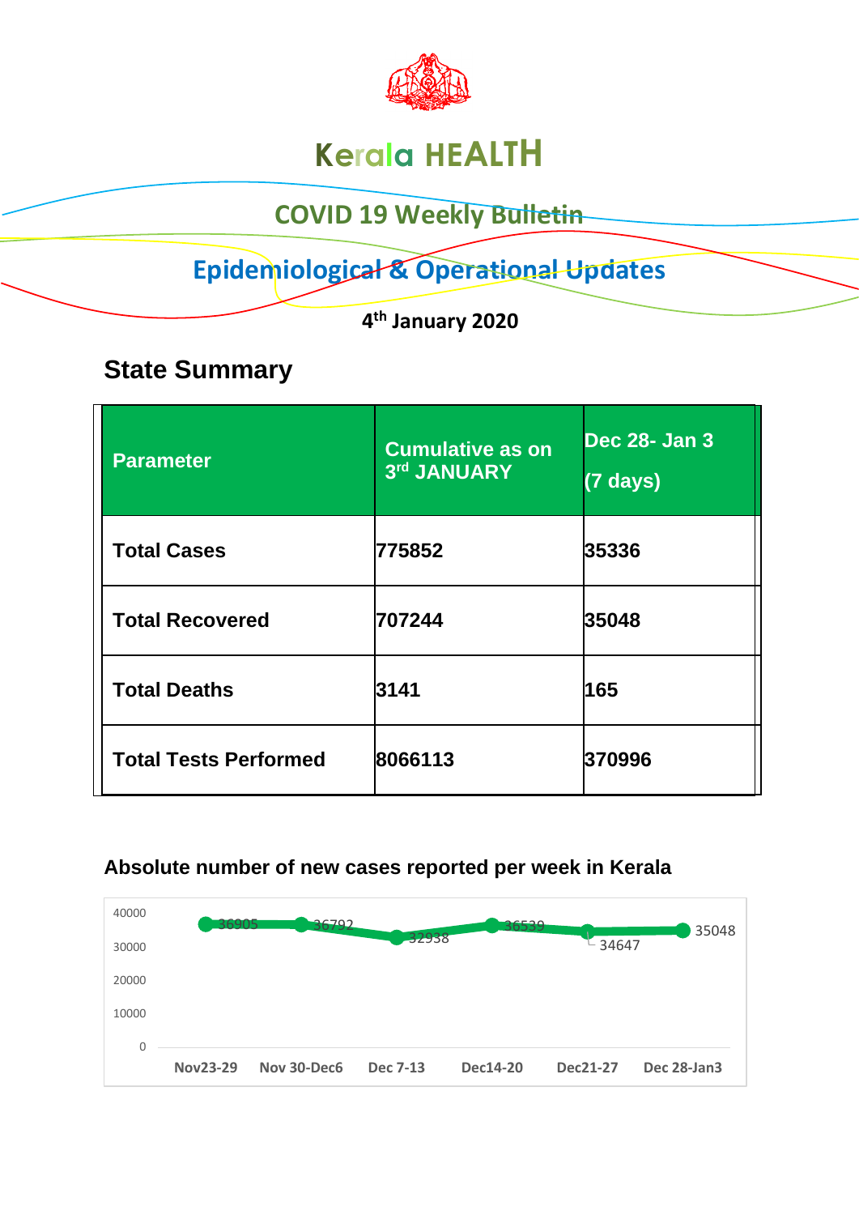# Kerala HEALTH

## COVID 19 Weekly Bulletin

## Epidemiological & Operational Updates

**4th January 2020**

## State Summary

| Parameter | Cumulative as on 3rd JANUARY | Dec 28- Jan 3 (7 days) |
|---|---|---|
| **Total Cases** | **775852** | **35336** |
| **Total Recovered** | **707244** | **35048** |
| **Total Deaths** | **3141** | **165** |
| **Total Tests Performed** | **8066113** | **370996** |

### Absolute number of new cases reported per week in Kerala

| Week | New cases |
|---|---|
| Nov23-29 | 36905 |
| Nov 30-Dec6 | 36792 |
| Dec 7-13 | 32938 |
| Dec14-20 | 36539 |
| Dec21-27 | 34647 |
| Dec 28-Jan3 | 35048 |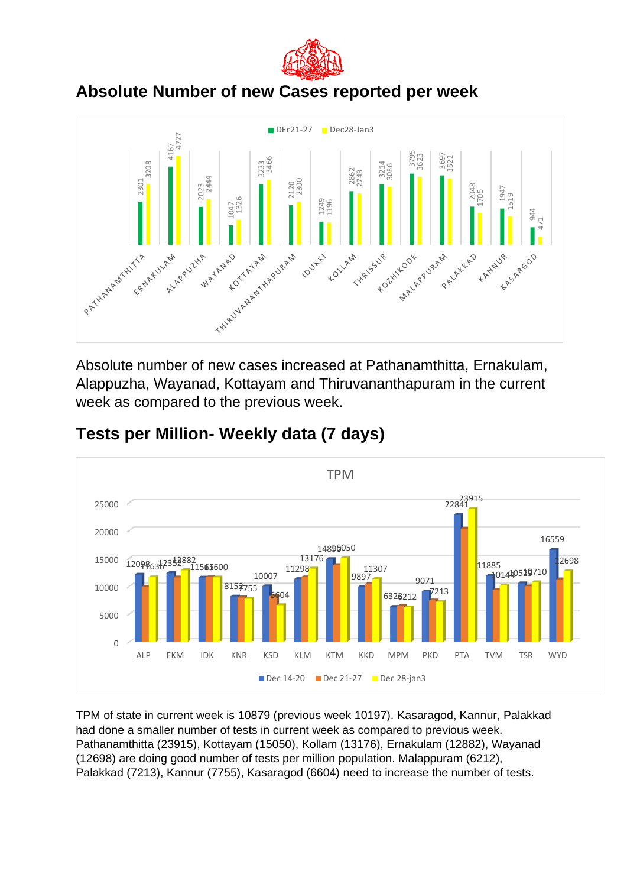## Absolute Number of new Cases reported per week

| District | DEc21-27 | Dec28-Jan3 |
|---|---|---|
| PATHANAMTHITTA | 2301 | 3208 |
| ERNAKULAM | 4167 | 4727 |
| ALAPPUZHA | 2023 | 2444 |
| WAYANAD | 1047 | 1326 |
| KOTTAYAM | 3233 | 3466 |
| THIRUVANANTHAPURAM | 2120 | 2300 |
| IDUKKI | 1249 | 1196 |
| KOLLAM | 2862 | 2743 |
| THRISSUR | 3214 | 3086 |
| KOZHIKODE | 3795 | 3623 |
| MALAPPURAM | 3697 | 3522 |
| PALAKKAD | 2048 | 1705 |
| KANNUR | 1947 | 1519 |
| KASARGOD | 944 | 471 |

Absolute number of new cases increased at Pathanamthitta, Ernakulam, Alappuzha, Wayanad, Kottayam and Thiruvananthapuram in the current week as compared to the previous week.

## Tests per Million- Weekly data (7 days)

TPM

| District | Dec 14-20 | Dec 21-27 | Dec 28-jan3 |
|---|---|---|---|
| ALP | 12098 | | 11636 |
| EKM | 12352 | | 12882 |
| IDK | 11565 | | 11600 |
| KNR | 8152 | | 7755 |
| KSD | 10007 | | 6604 |
| KLM | 11298 | | 13176 |
| KTM | 14896 | | 15050 |
| KKD | 9897 | | 11307 |
| MPM | 6326 | | 6212 |
| PKD | 9071 | | 7213 |
| PTA | 22841 | | 23915 |
| TVM | 11885 | | 10144 |
| TSR | 10529 | | 10710 |
| WYD | 16559 | | 12698 |

TPM of state in current week is 10879 (previous week 10197). Kasaragod, Kannur, Palakkad had done a smaller number of tests in current week as compared to previous week. Pathanamthitta (23915), Kottayam (15050), Kollam (13176), Ernakulam (12882), Wayanad (12698) are doing good number of tests per million population. Malappuram (6212), Palakkad (7213), Kannur (7755), Kasaragod (6604) need to increase the number of tests.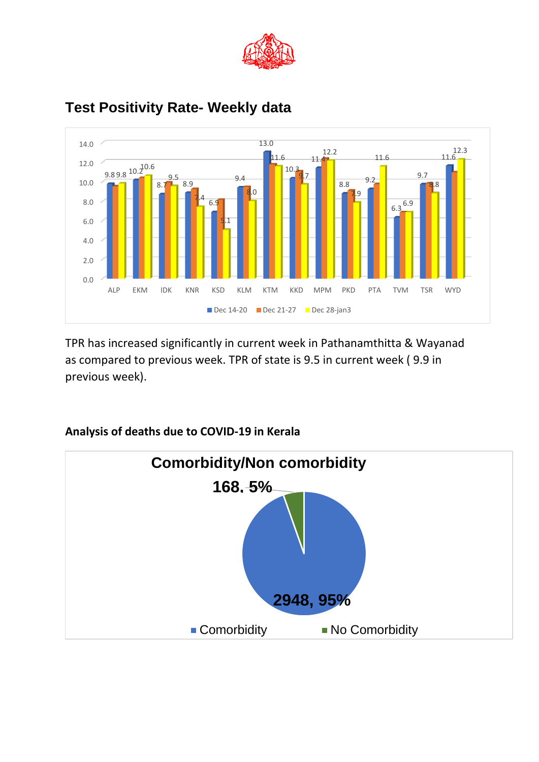## Test Positivity Rate- Weekly data

| District | Dec 14-20 | Dec 21-27 | Dec 28-jan3 |
|---|---|---|---|
| ALP | 9.8 | | 9.8 |
| EKM | 10.2 | | 10.6 |
| IDK | 8.7 | | 9.5 |
| KNR | 8.9 | | 7.4 |
| KSD | 6.9 | | 5.1 |
| KLM | 9.4 | | 8.0 |
| KTM | 13.0 | | 11.6 |
| KKD | 10.3 | | 9.7 |
| MPM | 11.4 | | 12.2 |
| PKD | 8.8 | | 7.9 |
| PTA | 9.2 | | 11.6 |
| TVM | 6.3 | | 6.9 |
| TSR | 9.7 | | 8.8 |
| WYD | 11.6 | | 12.3 |

TPR has increased significantly in current week in Pathanamthitta & Wayanad as compared to previous week. TPR of state is 9.5 in current week ( 9.9 in previous week).

**Analysis of deaths due to COVID-19 in Kerala**

**Comorbidity/Non comorbidity**

| Category | Deaths | Percentage |
|---|---|---|
| Comorbidity | 2948 | 95% |
| No Comorbidity | 168 | 5% |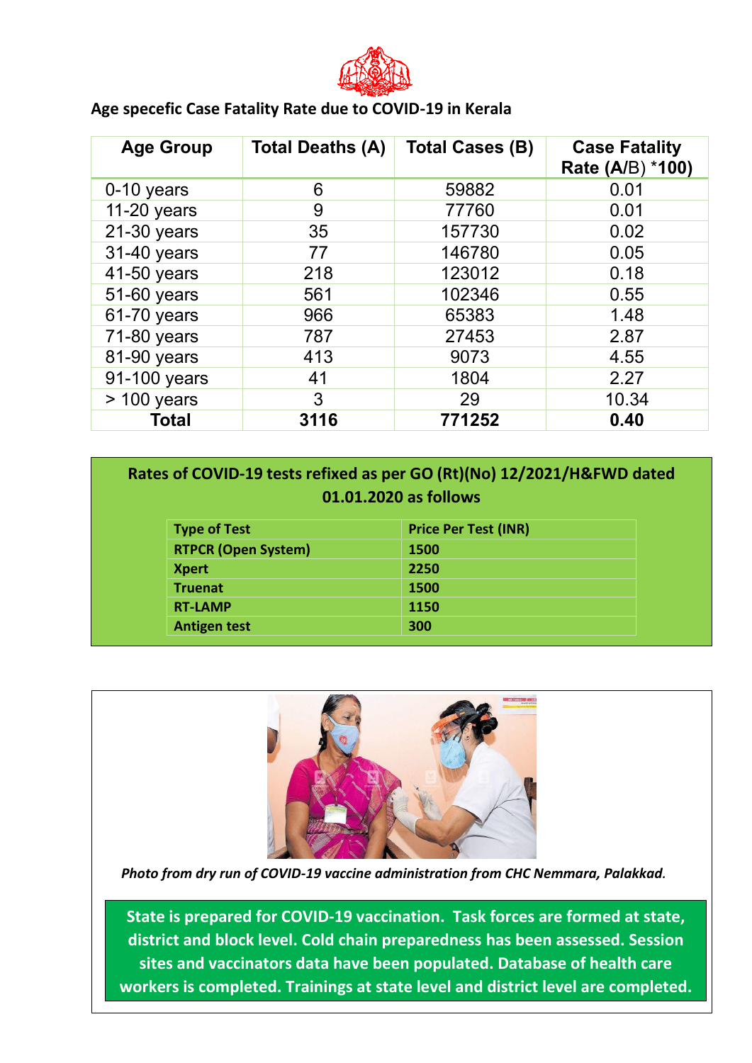## Age specefic Case Fatality Rate due to COVID-19 in Kerala

| Age Group | Total Deaths (A) | Total Cases (B) | Case Fatality Rate (A/B) *100) |
|---|---|---|---|
| 0-10 years | 6 | 59882 | 0.01 |
| 11-20 years | 9 | 77760 | 0.01 |
| 21-30 years | 35 | 157730 | 0.02 |
| 31-40 years | 77 | 146780 | 0.05 |
| 41-50 years | 218 | 123012 | 0.18 |
| 51-60 years | 561 | 102346 | 0.55 |
| 61-70 years | 966 | 65383 | 1.48 |
| 71-80 years | 787 | 27453 | 2.87 |
| 81-90 years | 413 | 9073 | 4.55 |
| 91-100 years | 41 | 1804 | 2.27 |
| > 100 years | 3 | 29 | 10.34 |
| **Total** | **3116** | **771252** | **0.40** |

**Rates of COVID-19 tests refixed as per GO (Rt)(No) 12/2021/H&FWD dated 01.01.2020 as follows**

| Type of Test | Price Per Test (INR) |
|---|---|
| RTPCR (Open System) | 1500 |
| Xpert | 2250 |
| Truenat | 1500 |
| RT-LAMP | 1150 |
| Antigen test | 300 |

*Photo from dry run of COVID-19 vaccine administration from CHC Nemmara, Palakkad.*

**State is prepared for COVID-19 vaccination. Task forces are formed at state, district and block level. Cold chain preparedness has been assessed. Session sites and vaccinators data have been populated. Database of health care workers is completed. Trainings at state level and district level are completed.**